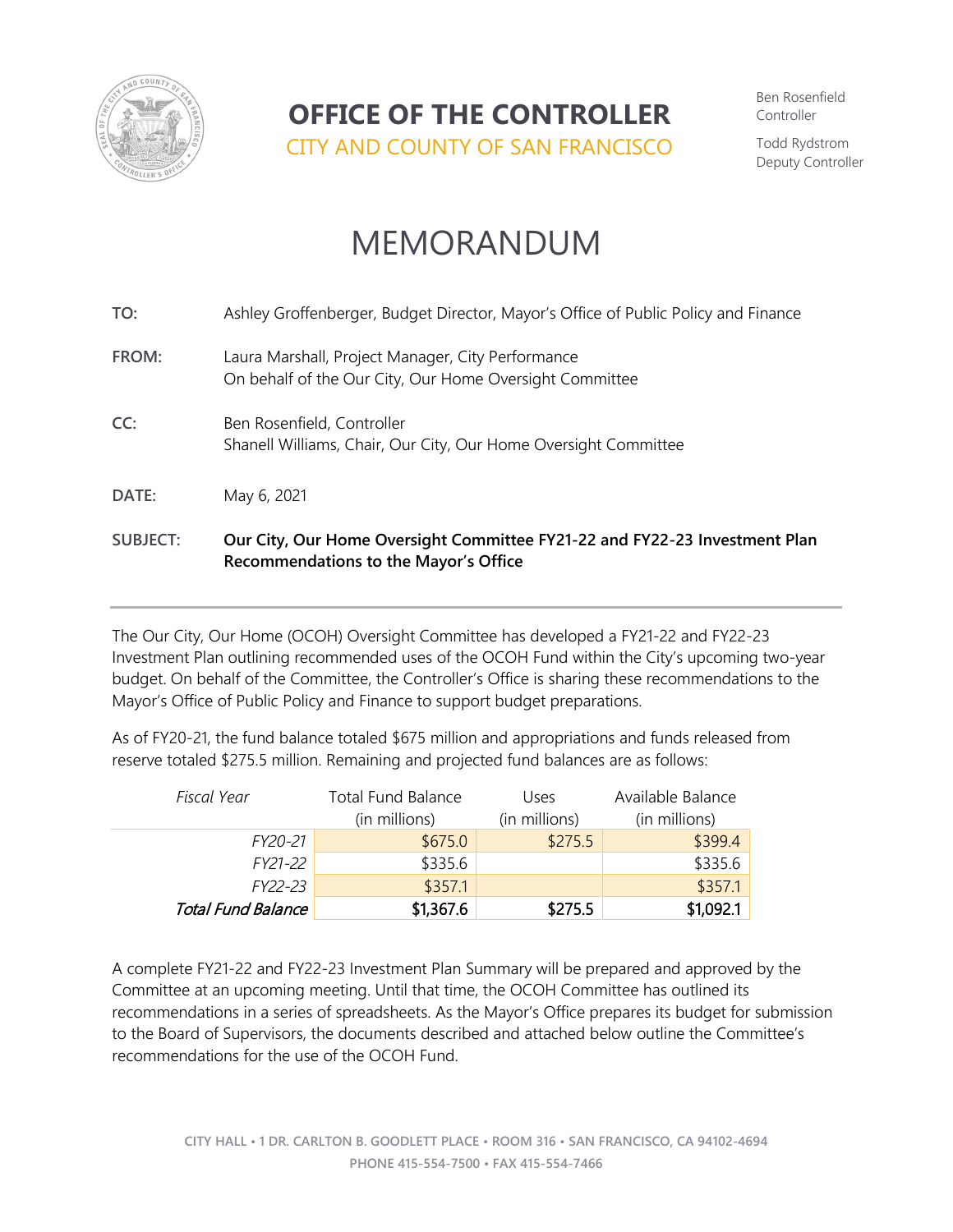# OFFICE OF THE CONTROLLER

CITY AND COUNTY OF SAN FRANCISCO

Ben Rosenfield
Controller

Todd Rydstrom
Deputy Controller

# MEMORANDUM

**TO:** Ashley Groffenberger, Budget Director, Mayor's Office of Public Policy and Finance

**FROM:** Laura Marshall, Project Manager, City Performance
On behalf of the Our City, Our Home Oversight Committee

**CC:** Ben Rosenfield, Controller
Shanell Williams, Chair, Our City, Our Home Oversight Committee

**DATE:** May 6, 2021

**SUBJECT:** **Our City, Our Home Oversight Committee FY21-22 and FY22-23 Investment Plan Recommendations to the Mayor's Office**

---

The Our City, Our Home (OCOH) Oversight Committee has developed a FY21-22 and FY22-23 Investment Plan outlining recommended uses of the OCOH Fund within the City's upcoming two-year budget. On behalf of the Committee, the Controller's Office is sharing these recommendations to the Mayor's Office of Public Policy and Finance to support budget preparations.

As of FY20-21, the fund balance totaled $675 million and appropriations and funds released from reserve totaled $275.5 million. Remaining and projected fund balances are as follows:

| *Fiscal Year* | Total Fund Balance (in millions) | Uses (in millions) | Available Balance (in millions) |
|---|---|---|---|
| *FY20-21* | $675.0 | $275.5 | $399.4 |
| *FY21-22* | $335.6 | | $335.6 |
| *FY22-23* | $357.1 | | $357.1 |
| ***Total Fund Balance*** | **$1,367.6** | **$275.5** | **$1,092.1** |

A complete FY21-22 and FY22-23 Investment Plan Summary will be prepared and approved by the Committee at an upcoming meeting. Until that time, the OCOH Committee has outlined its recommendations in a series of spreadsheets. As the Mayor's Office prepares its budget for submission to the Board of Supervisors, the documents described and attached below outline the Committee's recommendations for the use of the OCOH Fund.

CITY HALL • 1 DR. CARLTON B. GOODLETT PLACE • ROOM 316 • SAN FRANCISCO, CA 94102-4694
PHONE 415-554-7500 • FAX 415-554-7466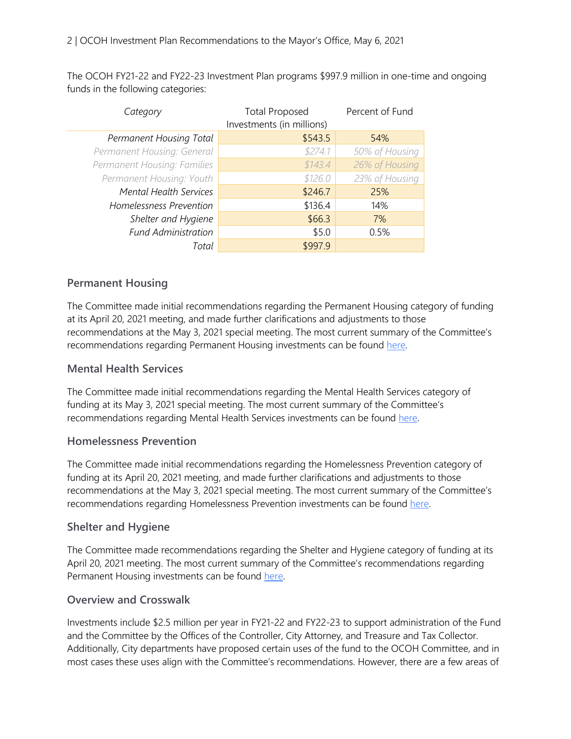The OCOH FY21-22 and FY22-23 Investment Plan programs $997.9 million in one-time and ongoing funds in the following categories:

| *Category* | Total Proposed Investments (in millions) | Percent of Fund |
|---|---|---|
| *Permanent Housing Total* | $543.5 | 54% |
| *Permanent Housing: General* | *$274.1* | *50% of Housing* |
| *Permanent Housing: Families* | *$143.4* | *26% of Housing* |
| *Permanent Housing: Youth* | *$126.0* | *23% of Housing* |
| *Mental Health Services* | $246.7 | 25% |
| *Homelessness Prevention* | $136.4 | 14% |
| *Shelter and Hygiene* | $66.3 | 7% |
| *Fund Administration* | $5.0 | 0.5% |
| *Total* | $997.9 | |

## Permanent Housing

The Committee made initial recommendations regarding the Permanent Housing category of funding at its April 20, 2021 meeting, and made further clarifications and adjustments to those recommendations at the May 3, 2021 special meeting. The most current summary of the Committee's recommendations regarding Permanent Housing investments can be found here.

## Mental Health Services

The Committee made initial recommendations regarding the Mental Health Services category of funding at its May 3, 2021 special meeting. The most current summary of the Committee's recommendations regarding Mental Health Services investments can be found here.

## Homelessness Prevention

The Committee made initial recommendations regarding the Homelessness Prevention category of funding at its April 20, 2021 meeting, and made further clarifications and adjustments to those recommendations at the May 3, 2021 special meeting. The most current summary of the Committee's recommendations regarding Homelessness Prevention investments can be found here.

## Shelter and Hygiene

The Committee made recommendations regarding the Shelter and Hygiene category of funding at its April 20, 2021 meeting. The most current summary of the Committee's recommendations regarding Permanent Housing investments can be found here.

## Overview and Crosswalk

Investments include $2.5 million per year in FY21-22 and FY22-23 to support administration of the Fund and the Committee by the Offices of the Controller, City Attorney, and Treasure and Tax Collector. Additionally, City departments have proposed certain uses of the fund to the OCOH Committee, and in most cases these uses align with the Committee's recommendations. However, there are a few areas of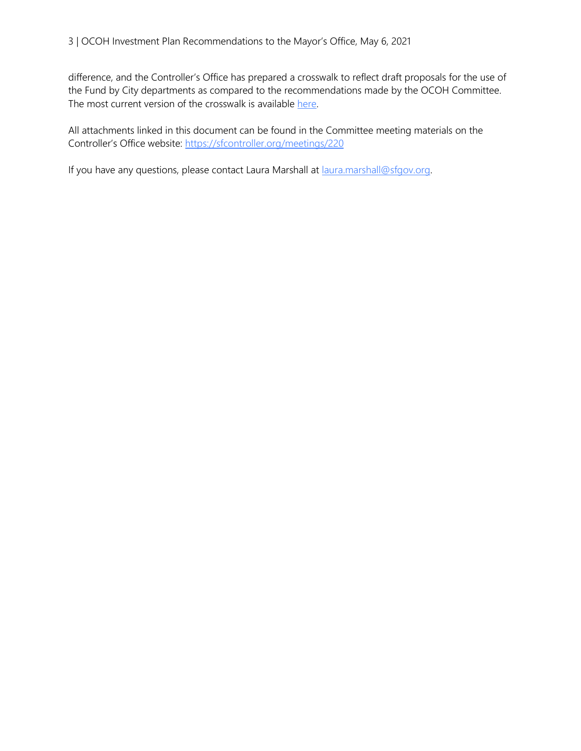difference, and the Controller's Office has prepared a crosswalk to reflect draft proposals for the use of the Fund by City departments as compared to the recommendations made by the OCOH Committee. The most current version of the crosswalk is available here.

All attachments linked in this document can be found in the Committee meeting materials on the Controller's Office website: https://sfcontroller.org/meetings/220

If you have any questions, please contact Laura Marshall at laura.marshall@sfgov.org.